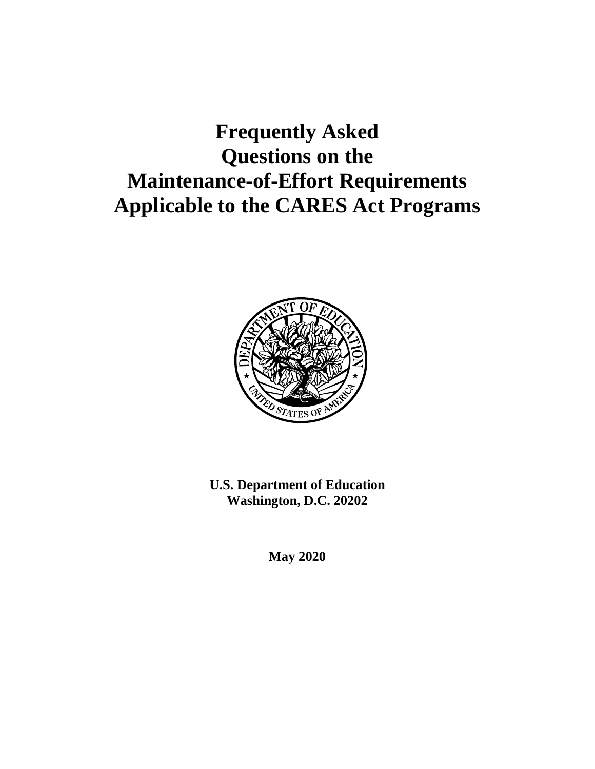# Frequently Asked Questions on the Maintenance-of-Effort Requirements Applicable to the CARES Act Programs

**U.S. Department of Education**
**Washington, D.C. 20202**

**May 2020**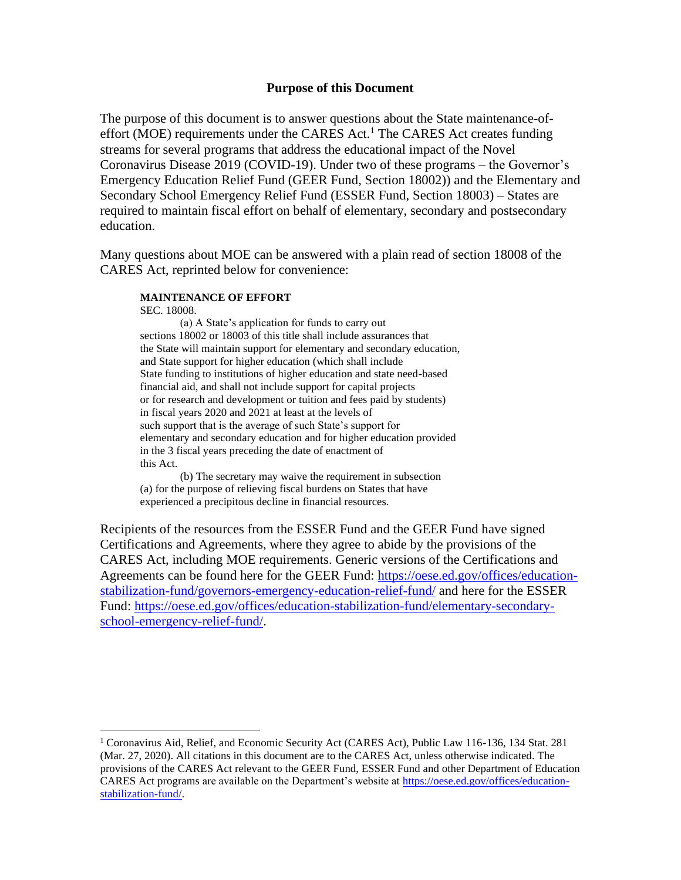## Purpose of this Document

The purpose of this document is to answer questions about the State maintenance-of-effort (MOE) requirements under the CARES Act.[1] The CARES Act creates funding streams for several programs that address the educational impact of the Novel Coronavirus Disease 2019 (COVID-19). Under two of these programs – the Governor's Emergency Education Relief Fund (GEER Fund, Section 18002)) and the Elementary and Secondary School Emergency Relief Fund (ESSER Fund, Section 18003) – States are required to maintain fiscal effort on behalf of elementary, secondary and postsecondary education.

Many questions about MOE can be answered with a plain read of section 18008 of the CARES Act, reprinted below for convenience:

> **MAINTENANCE OF EFFORT**
>
> SEC. 18008.
>
> (a) A State's application for funds to carry out sections 18002 or 18003 of this title shall include assurances that the State will maintain support for elementary and secondary education, and State support for higher education (which shall include State funding to institutions of higher education and state need-based financial aid, and shall not include support for capital projects or for research and development or tuition and fees paid by students) in fiscal years 2020 and 2021 at least at the levels of such support that is the average of such State's support for elementary and secondary education and for higher education provided in the 3 fiscal years preceding the date of enactment of this Act.
>
> (b) The secretary may waive the requirement in subsection (a) for the purpose of relieving fiscal burdens on States that have experienced a precipitous decline in financial resources.

Recipients of the resources from the ESSER Fund and the GEER Fund have signed Certifications and Agreements, where they agree to abide by the provisions of the CARES Act, including MOE requirements. Generic versions of the Certifications and Agreements can be found here for the GEER Fund: https://oese.ed.gov/offices/education-stabilization-fund/governors-emergency-education-relief-fund/ and here for the ESSER Fund: https://oese.ed.gov/offices/education-stabilization-fund/elementary-secondary-school-emergency-relief-fund/.

---

[1] Coronavirus Aid, Relief, and Economic Security Act (CARES Act), Public Law 116-136, 134 Stat. 281 (Mar. 27, 2020). All citations in this document are to the CARES Act, unless otherwise indicated. The provisions of the CARES Act relevant to the GEER Fund, ESSER Fund and other Department of Education CARES Act programs are available on the Department's website at https://oese.ed.gov/offices/education-stabilization-fund/.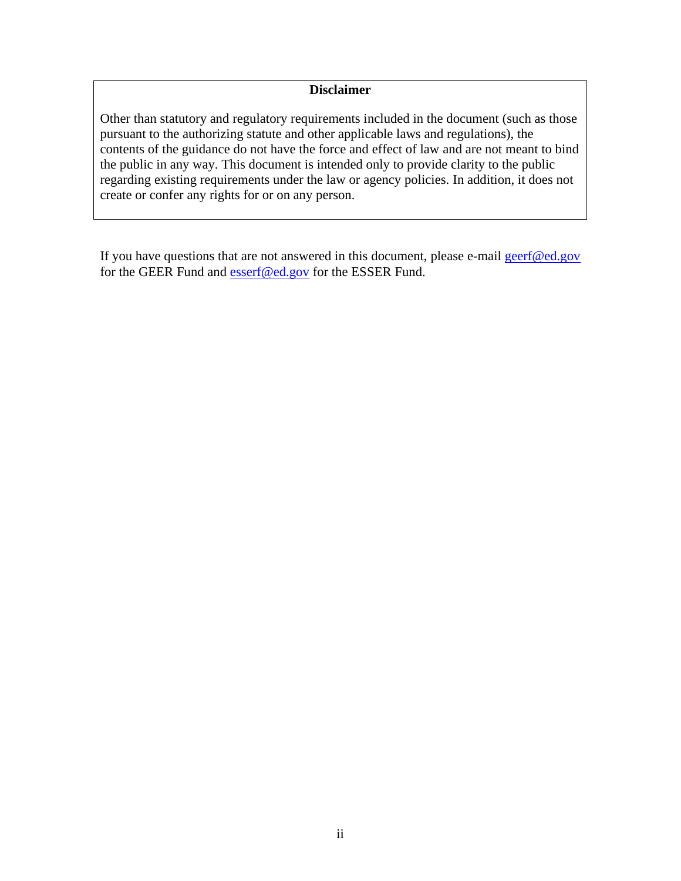## Disclaimer

Other than statutory and regulatory requirements included in the document (such as those pursuant to the authorizing statute and other applicable laws and regulations), the contents of the guidance do not have the force and effect of law and are not meant to bind the public in any way. This document is intended only to provide clarity to the public regarding existing requirements under the law or agency policies. In addition, it does not create or confer any rights for or on any person.

If you have questions that are not answered in this document, please e-mail geerf@ed.gov for the GEER Fund and esserf@ed.gov for the ESSER Fund.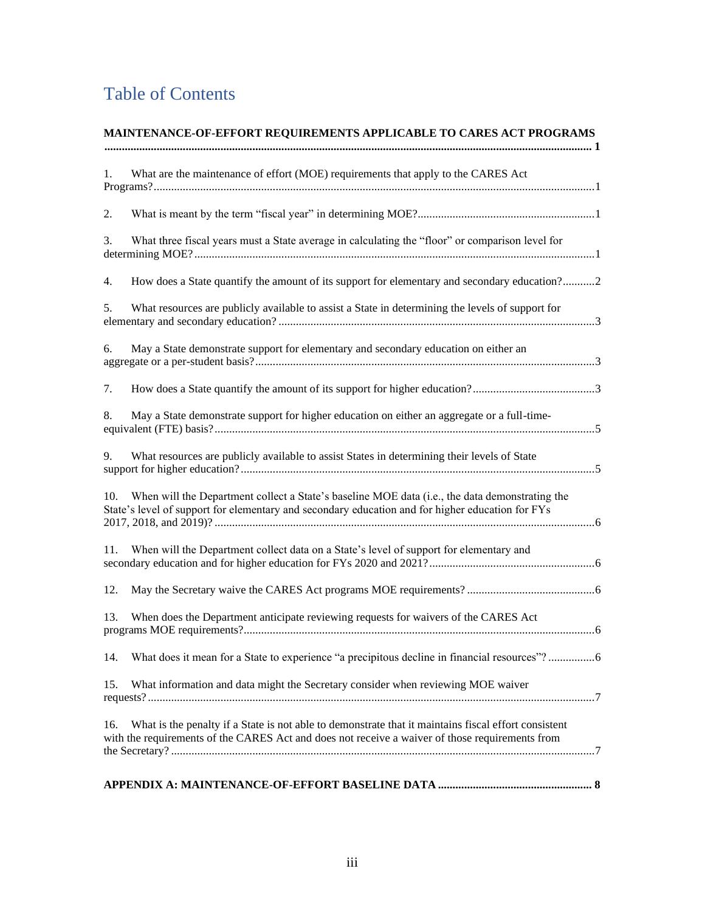# Table of Contents

**MAINTENANCE-OF-EFFORT REQUIREMENTS APPLICABLE TO CARES ACT PROGRAMS ..... 1**

1. What are the maintenance of effort (MOE) requirements that apply to the CARES Act Programs? ..... 1

2. What is meant by the term "fiscal year" in determining MOE? ..... 1

3. What three fiscal years must a State average in calculating the "floor" or comparison level for determining MOE? ..... 1

4. How does a State quantify the amount of its support for elementary and secondary education? ..... 2

5. What resources are publicly available to assist a State in determining the levels of support for elementary and secondary education? ..... 3

6. May a State demonstrate support for elementary and secondary education on either an aggregate or a per-student basis? ..... 3

7. How does a State quantify the amount of its support for higher education? ..... 3

8. May a State demonstrate support for higher education on either an aggregate or a full-time-equivalent (FTE) basis? ..... 5

9. What resources are publicly available to assist States in determining their levels of State support for higher education? ..... 5

10. When will the Department collect a State's baseline MOE data (i.e., the data demonstrating the State's level of support for elementary and secondary education and for higher education for FYs 2017, 2018, and 2019)? ..... 6

11. When will the Department collect data on a State's level of support for elementary and secondary education and for higher education for FYs 2020 and 2021? ..... 6

12. May the Secretary waive the CARES Act programs MOE requirements? ..... 6

13. When does the Department anticipate reviewing requests for waivers of the CARES Act programs MOE requirements? ..... 6

14. What does it mean for a State to experience "a precipitous decline in financial resources"? ..... 6

15. What information and data might the Secretary consider when reviewing MOE waiver requests? ..... 7

16. What is the penalty if a State is not able to demonstrate that it maintains fiscal effort consistent with the requirements of the CARES Act and does not receive a waiver of those requirements from the Secretary? ..... 7

**APPENDIX A: MAINTENANCE-OF-EFFORT BASELINE DATA ..... 8**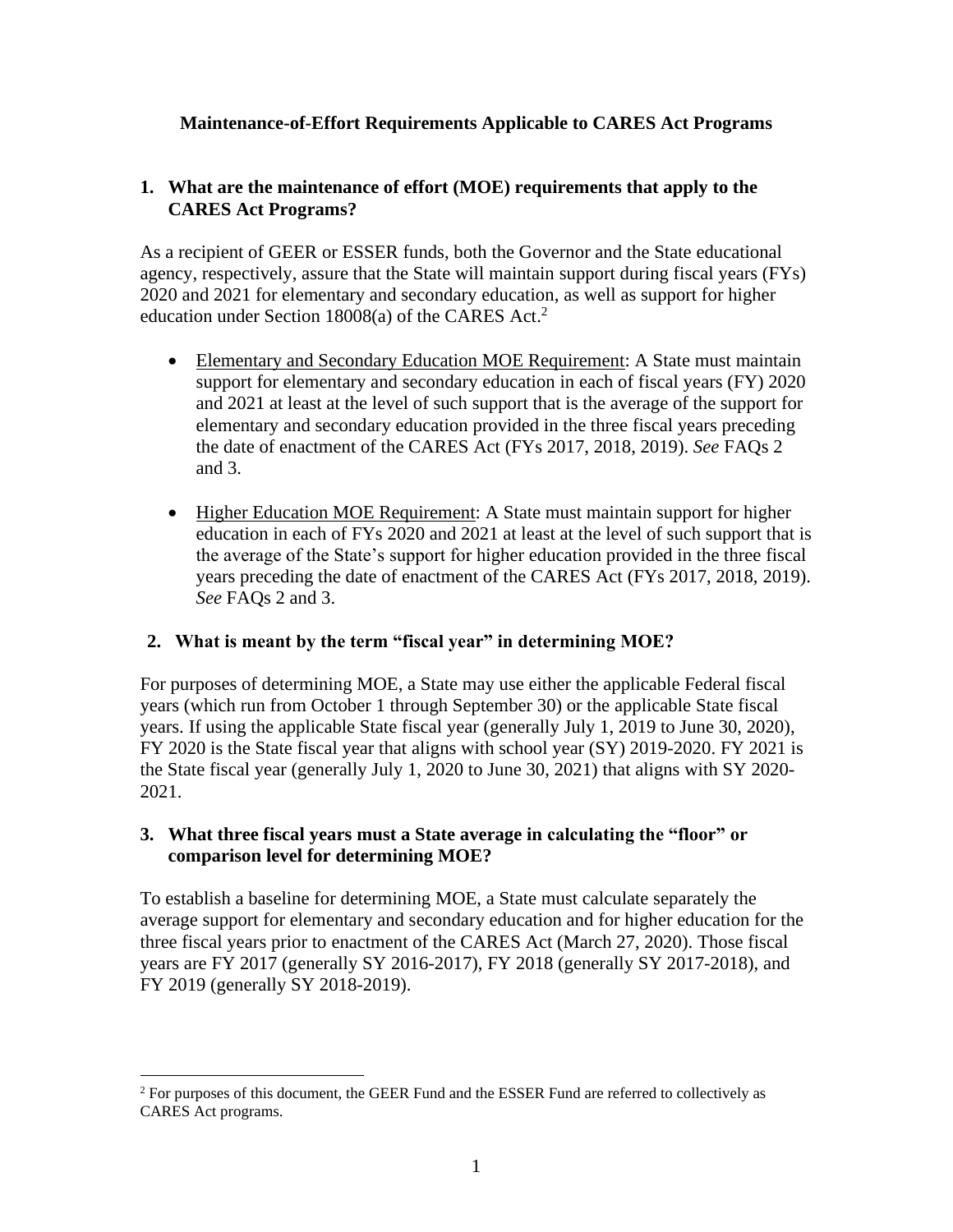**Maintenance-of-Effort Requirements Applicable to CARES Act Programs**

**1. What are the maintenance of effort (MOE) requirements that apply to the CARES Act Programs?**

As a recipient of GEER or ESSER funds, both the Governor and the State educational agency, respectively, assure that the State will maintain support during fiscal years (FYs) 2020 and 2021 for elementary and secondary education, as well as support for higher education under Section 18008(a) of the CARES Act.[2]

- Elementary and Secondary Education MOE Requirement: A State must maintain support for elementary and secondary education in each of fiscal years (FY) 2020 and 2021 at least at the level of such support that is the average of the support for elementary and secondary education provided in the three fiscal years preceding the date of enactment of the CARES Act (FYs 2017, 2018, 2019). *See* FAQs 2 and 3.
- Higher Education MOE Requirement: A State must maintain support for higher education in each of FYs 2020 and 2021 at least at the level of such support that is the average of the State's support for higher education provided in the three fiscal years preceding the date of enactment of the CARES Act (FYs 2017, 2018, 2019). *See* FAQs 2 and 3.

**2. What is meant by the term "fiscal year" in determining MOE?**

For purposes of determining MOE, a State may use either the applicable Federal fiscal years (which run from October 1 through September 30) or the applicable State fiscal years. If using the applicable State fiscal year (generally July 1, 2019 to June 30, 2020), FY 2020 is the State fiscal year that aligns with school year (SY) 2019-2020. FY 2021 is the State fiscal year (generally July 1, 2020 to June 30, 2021) that aligns with SY 2020-2021.

**3. What three fiscal years must a State average in calculating the "floor" or comparison level for determining MOE?**

To establish a baseline for determining MOE, a State must calculate separately the average support for elementary and secondary education and for higher education for the three fiscal years prior to enactment of the CARES Act (March 27, 2020). Those fiscal years are FY 2017 (generally SY 2016-2017), FY 2018 (generally SY 2017-2018), and FY 2019 (generally SY 2018-2019).

---

[2] For purposes of this document, the GEER Fund and the ESSER Fund are referred to collectively as CARES Act programs.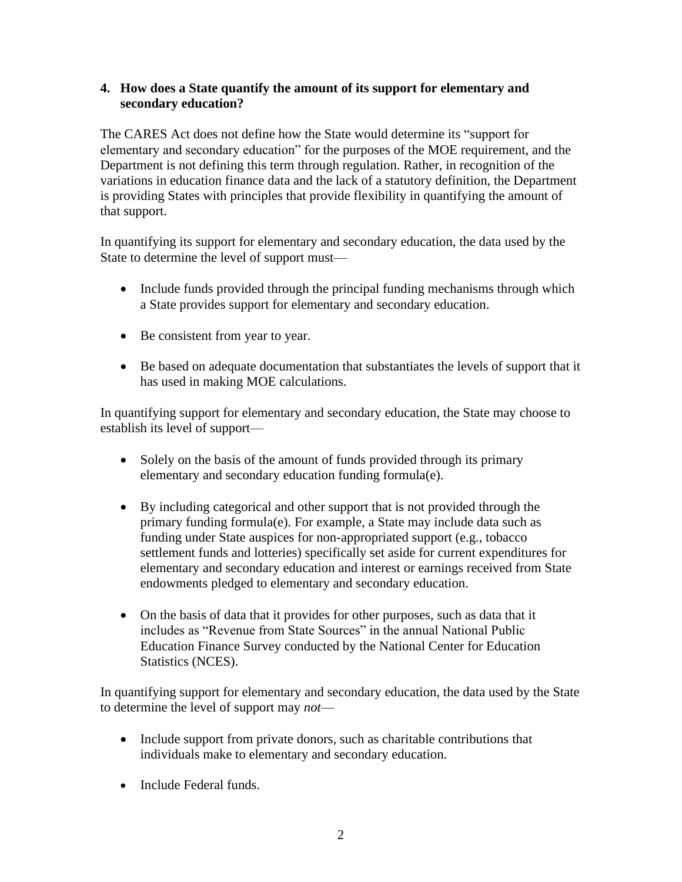**4. How does a State quantify the amount of its support for elementary and secondary education?**

The CARES Act does not define how the State would determine its "support for elementary and secondary education" for the purposes of the MOE requirement, and the Department is not defining this term through regulation. Rather, in recognition of the variations in education finance data and the lack of a statutory definition, the Department is providing States with principles that provide flexibility in quantifying the amount of that support.

In quantifying its support for elementary and secondary education, the data used by the State to determine the level of support must—

- Include funds provided through the principal funding mechanisms through which a State provides support for elementary and secondary education.
- Be consistent from year to year.
- Be based on adequate documentation that substantiates the levels of support that it has used in making MOE calculations.

In quantifying support for elementary and secondary education, the State may choose to establish its level of support—

- Solely on the basis of the amount of funds provided through its primary elementary and secondary education funding formula(e).
- By including categorical and other support that is not provided through the primary funding formula(e). For example, a State may include data such as funding under State auspices for non-appropriated support (e.g., tobacco settlement funds and lotteries) specifically set aside for current expenditures for elementary and secondary education and interest or earnings received from State endowments pledged to elementary and secondary education.
- On the basis of data that it provides for other purposes, such as data that it includes as "Revenue from State Sources" in the annual National Public Education Finance Survey conducted by the National Center for Education Statistics (NCES).

In quantifying support for elementary and secondary education, the data used by the State to determine the level of support may *not*—

- Include support from private donors, such as charitable contributions that individuals make to elementary and secondary education.
- Include Federal funds.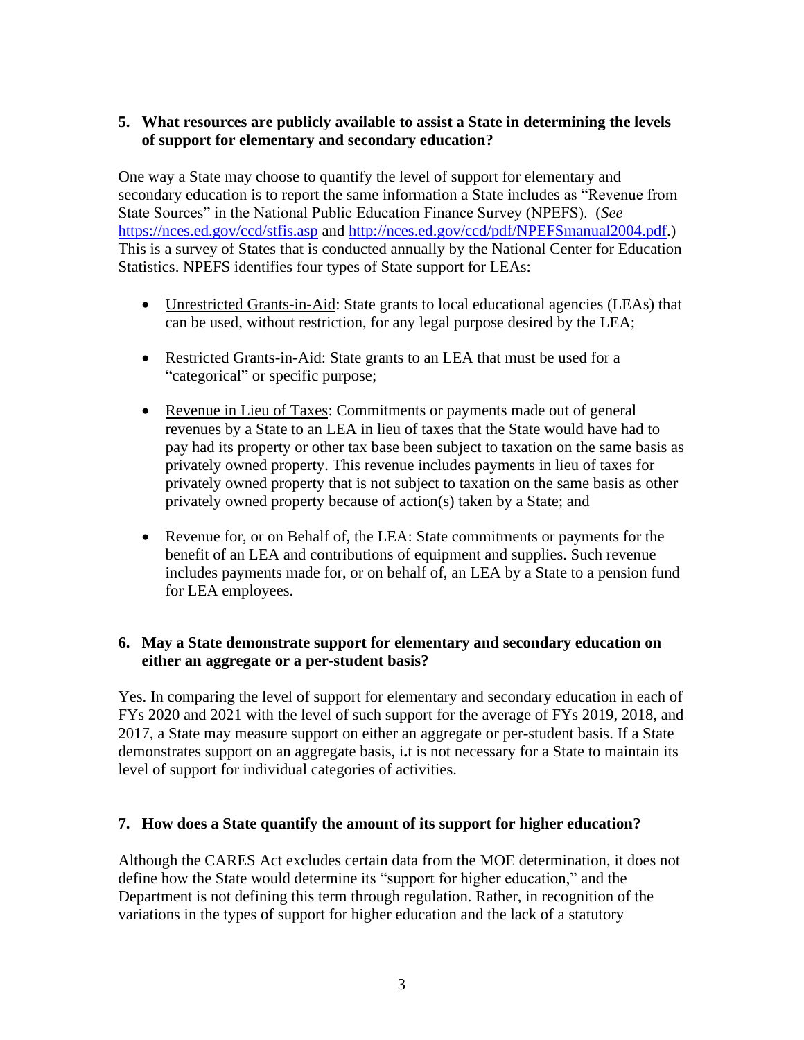**5. What resources are publicly available to assist a State in determining the levels of support for elementary and secondary education?**

One way a State may choose to quantify the level of support for elementary and secondary education is to report the same information a State includes as "Revenue from State Sources" in the National Public Education Finance Survey (NPEFS). (*See* https://nces.ed.gov/ccd/stfis.asp and http://nces.ed.gov/ccd/pdf/NPEFSmanual2004.pdf.) This is a survey of States that is conducted annually by the National Center for Education Statistics. NPEFS identifies four types of State support for LEAs:

- Unrestricted Grants-in-Aid: State grants to local educational agencies (LEAs) that can be used, without restriction, for any legal purpose desired by the LEA;
- Restricted Grants-in-Aid: State grants to an LEA that must be used for a "categorical" or specific purpose;
- Revenue in Lieu of Taxes: Commitments or payments made out of general revenues by a State to an LEA in lieu of taxes that the State would have had to pay had its property or other tax base been subject to taxation on the same basis as privately owned property. This revenue includes payments in lieu of taxes for privately owned property that is not subject to taxation on the same basis as other privately owned property because of action(s) taken by a State; and
- Revenue for, or on Behalf of, the LEA: State commitments or payments for the benefit of an LEA and contributions of equipment and supplies. Such revenue includes payments made for, or on behalf of, an LEA by a State to a pension fund for LEA employees.

**6. May a State demonstrate support for elementary and secondary education on either an aggregate or a per-student basis?**

Yes. In comparing the level of support for elementary and secondary education in each of FYs 2020 and 2021 with the level of such support for the average of FYs 2019, 2018, and 2017, a State may measure support on either an aggregate or per-student basis. If a State demonstrates support on an aggregate basis, i.t is not necessary for a State to maintain its level of support for individual categories of activities.

**7. How does a State quantify the amount of its support for higher education?**

Although the CARES Act excludes certain data from the MOE determination, it does not define how the State would determine its "support for higher education," and the Department is not defining this term through regulation. Rather, in recognition of the variations in the types of support for higher education and the lack of a statutory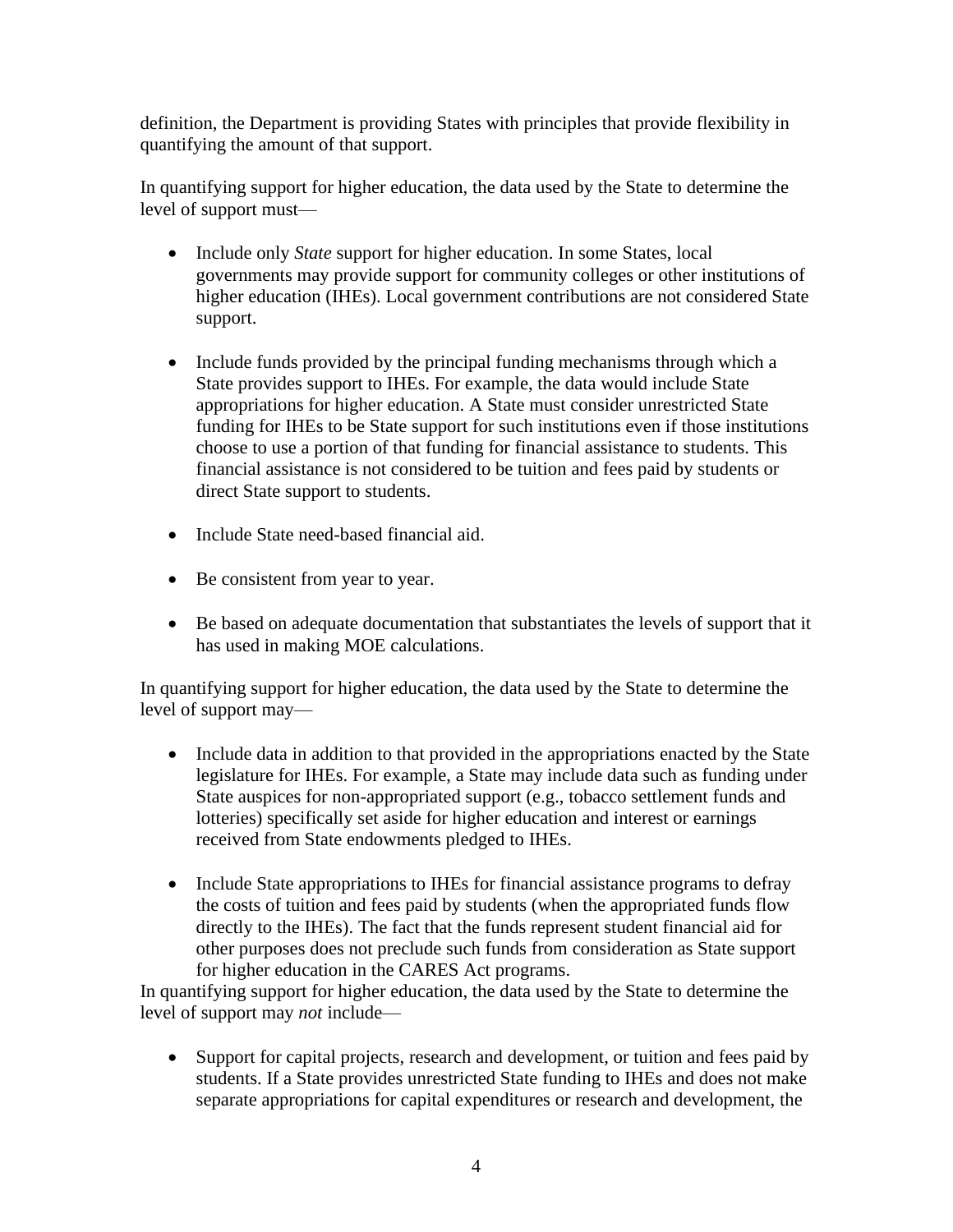definition, the Department is providing States with principles that provide flexibility in quantifying the amount of that support.

In quantifying support for higher education, the data used by the State to determine the level of support must—

- Include only *State* support for higher education. In some States, local governments may provide support for community colleges or other institutions of higher education (IHEs). Local government contributions are not considered State support.

- Include funds provided by the principal funding mechanisms through which a State provides support to IHEs. For example, the data would include State appropriations for higher education. A State must consider unrestricted State funding for IHEs to be State support for such institutions even if those institutions choose to use a portion of that funding for financial assistance to students. This financial assistance is not considered to be tuition and fees paid by students or direct State support to students.

- Include State need-based financial aid.

- Be consistent from year to year.

- Be based on adequate documentation that substantiates the levels of support that it has used in making MOE calculations.

In quantifying support for higher education, the data used by the State to determine the level of support may—

- Include data in addition to that provided in the appropriations enacted by the State legislature for IHEs. For example, a State may include data such as funding under State auspices for non-appropriated support (e.g., tobacco settlement funds and lotteries) specifically set aside for higher education and interest or earnings received from State endowments pledged to IHEs.

- Include State appropriations to IHEs for financial assistance programs to defray the costs of tuition and fees paid by students (when the appropriated funds flow directly to the IHEs). The fact that the funds represent student financial aid for other purposes does not preclude such funds from consideration as State support for higher education in the CARES Act programs.

In quantifying support for higher education, the data used by the State to determine the level of support may *not* include—

- Support for capital projects, research and development, or tuition and fees paid by students. If a State provides unrestricted State funding to IHEs and does not make separate appropriations for capital expenditures or research and development, the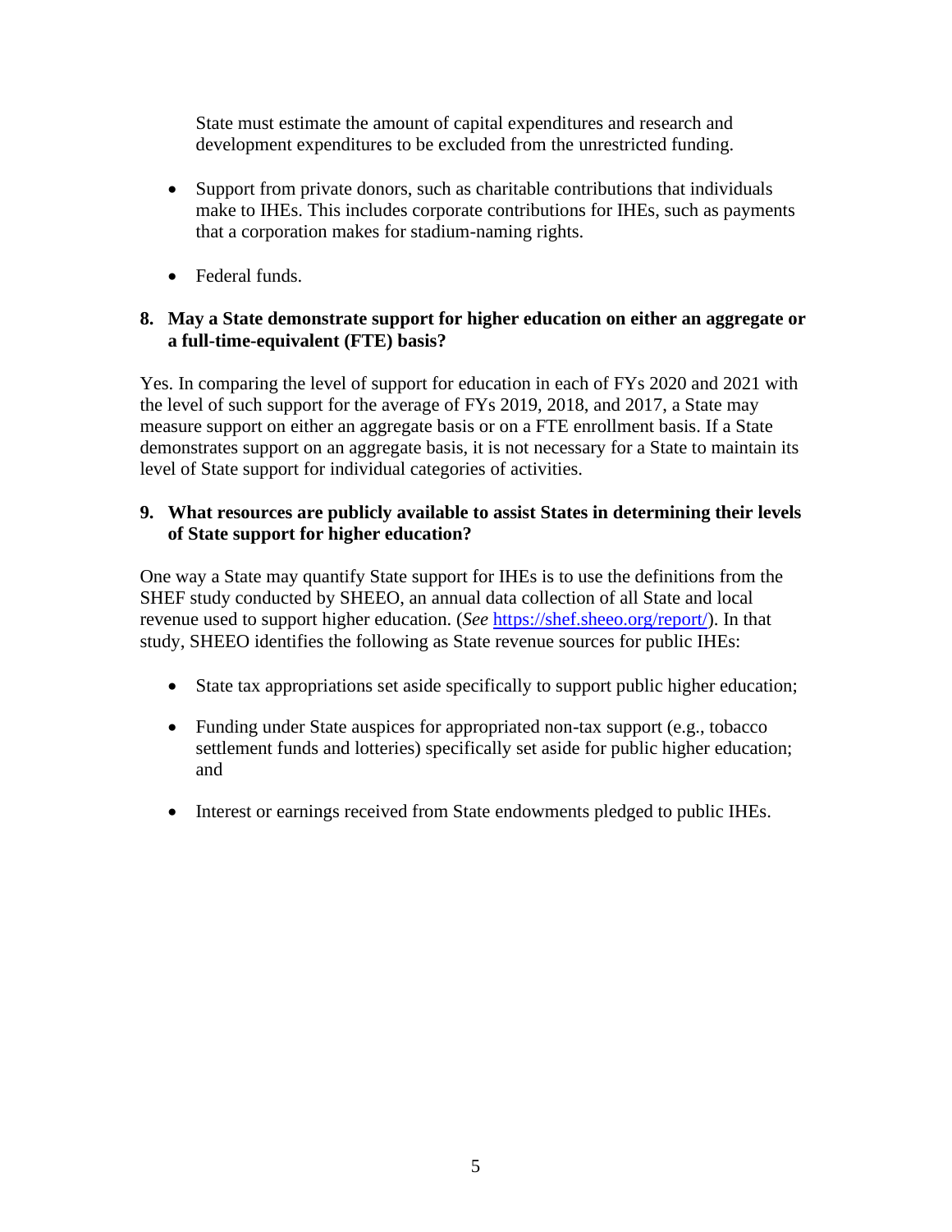State must estimate the amount of capital expenditures and research and development expenditures to be excluded from the unrestricted funding.

- Support from private donors, such as charitable contributions that individuals make to IHEs. This includes corporate contributions for IHEs, such as payments that a corporation makes for stadium-naming rights.
- Federal funds.

**8. May a State demonstrate support for higher education on either an aggregate or a full-time-equivalent (FTE) basis?**

Yes. In comparing the level of support for education in each of FYs 2020 and 2021 with the level of such support for the average of FYs 2019, 2018, and 2017, a State may measure support on either an aggregate basis or on a FTE enrollment basis. If a State demonstrates support on an aggregate basis, it is not necessary for a State to maintain its level of State support for individual categories of activities.

**9. What resources are publicly available to assist States in determining their levels of State support for higher education?**

One way a State may quantify State support for IHEs is to use the definitions from the SHEF study conducted by SHEEO, an annual data collection of all State and local revenue used to support higher education. (*See* [https://shef.sheeo.org/report/](https://shef.sheeo.org/report/)). In that study, SHEEO identifies the following as State revenue sources for public IHEs:

- State tax appropriations set aside specifically to support public higher education;
- Funding under State auspices for appropriated non-tax support (e.g., tobacco settlement funds and lotteries) specifically set aside for public higher education; and
- Interest or earnings received from State endowments pledged to public IHEs.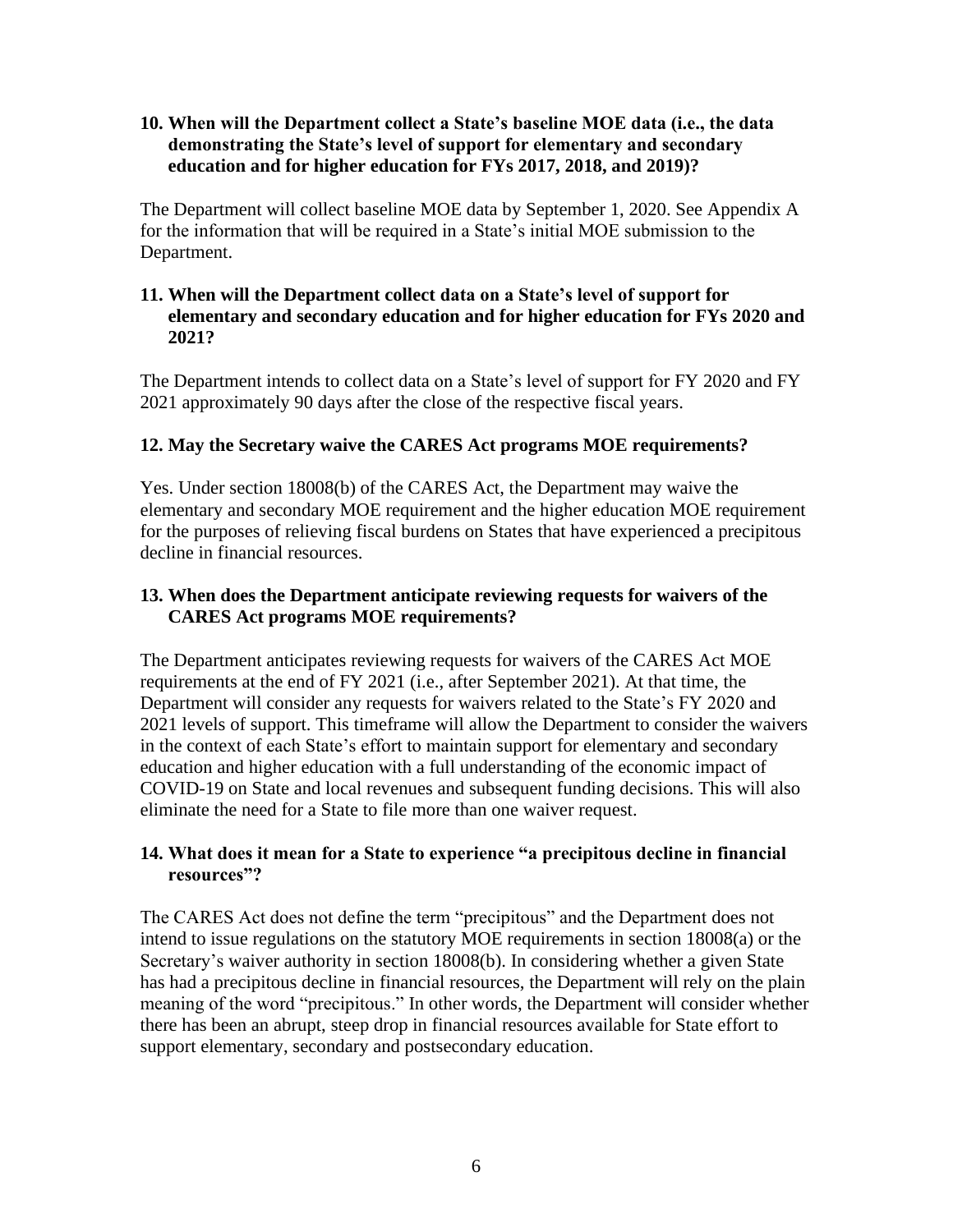### 10. When will the Department collect a State's baseline MOE data (i.e., the data demonstrating the State's level of support for elementary and secondary education and for higher education for FYs 2017, 2018, and 2019)?

The Department will collect baseline MOE data by September 1, 2020. See Appendix A for the information that will be required in a State's initial MOE submission to the Department.

### 11. When will the Department collect data on a State's level of support for elementary and secondary education and for higher education for FYs 2020 and 2021?

The Department intends to collect data on a State's level of support for FY 2020 and FY 2021 approximately 90 days after the close of the respective fiscal years.

### 12. May the Secretary waive the CARES Act programs MOE requirements?

Yes. Under section 18008(b) of the CARES Act, the Department may waive the elementary and secondary MOE requirement and the higher education MOE requirement for the purposes of relieving fiscal burdens on States that have experienced a precipitous decline in financial resources.

### 13. When does the Department anticipate reviewing requests for waivers of the CARES Act programs MOE requirements?

The Department anticipates reviewing requests for waivers of the CARES Act MOE requirements at the end of FY 2021 (i.e., after September 2021). At that time, the Department will consider any requests for waivers related to the State's FY 2020 and 2021 levels of support. This timeframe will allow the Department to consider the waivers in the context of each State's effort to maintain support for elementary and secondary education and higher education with a full understanding of the economic impact of COVID-19 on State and local revenues and subsequent funding decisions. This will also eliminate the need for a State to file more than one waiver request.

### 14. What does it mean for a State to experience "a precipitous decline in financial resources"?

The CARES Act does not define the term "precipitous" and the Department does not intend to issue regulations on the statutory MOE requirements in section 18008(a) or the Secretary's waiver authority in section 18008(b). In considering whether a given State has had a precipitous decline in financial resources, the Department will rely on the plain meaning of the word "precipitous." In other words, the Department will consider whether there has been an abrupt, steep drop in financial resources available for State effort to support elementary, secondary and postsecondary education.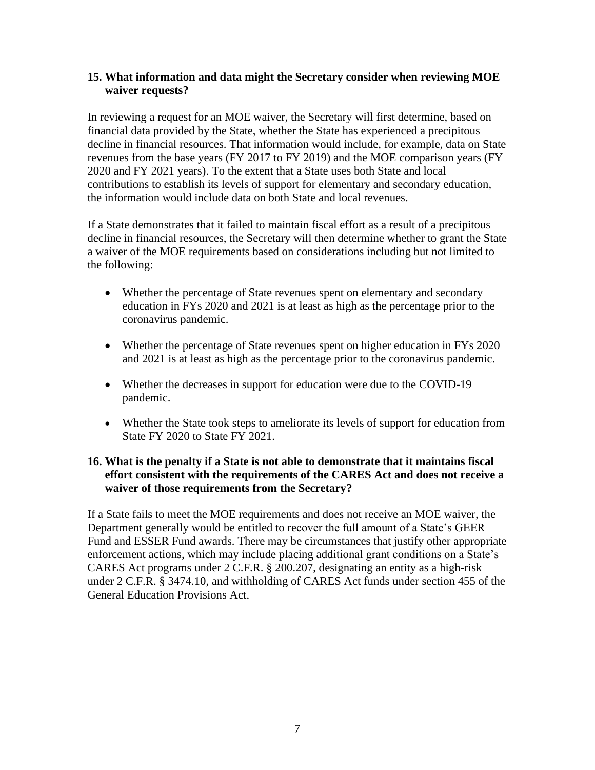**15. What information and data might the Secretary consider when reviewing MOE waiver requests?**

In reviewing a request for an MOE waiver, the Secretary will first determine, based on financial data provided by the State, whether the State has experienced a precipitous decline in financial resources. That information would include, for example, data on State revenues from the base years (FY 2017 to FY 2019) and the MOE comparison years (FY 2020 and FY 2021 years). To the extent that a State uses both State and local contributions to establish its levels of support for elementary and secondary education, the information would include data on both State and local revenues.

If a State demonstrates that it failed to maintain fiscal effort as a result of a precipitous decline in financial resources, the Secretary will then determine whether to grant the State a waiver of the MOE requirements based on considerations including but not limited to the following:

- Whether the percentage of State revenues spent on elementary and secondary education in FYs 2020 and 2021 is at least as high as the percentage prior to the coronavirus pandemic.
- Whether the percentage of State revenues spent on higher education in FYs 2020 and 2021 is at least as high as the percentage prior to the coronavirus pandemic.
- Whether the decreases in support for education were due to the COVID-19 pandemic.
- Whether the State took steps to ameliorate its levels of support for education from State FY 2020 to State FY 2021.

**16. What is the penalty if a State is not able to demonstrate that it maintains fiscal effort consistent with the requirements of the CARES Act and does not receive a waiver of those requirements from the Secretary?**

If a State fails to meet the MOE requirements and does not receive an MOE waiver, the Department generally would be entitled to recover the full amount of a State's GEER Fund and ESSER Fund awards. There may be circumstances that justify other appropriate enforcement actions, which may include placing additional grant conditions on a State's CARES Act programs under 2 C.F.R. § 200.207, designating an entity as a high-risk under 2 C.F.R. § 3474.10, and withholding of CARES Act funds under section 455 of the General Education Provisions Act.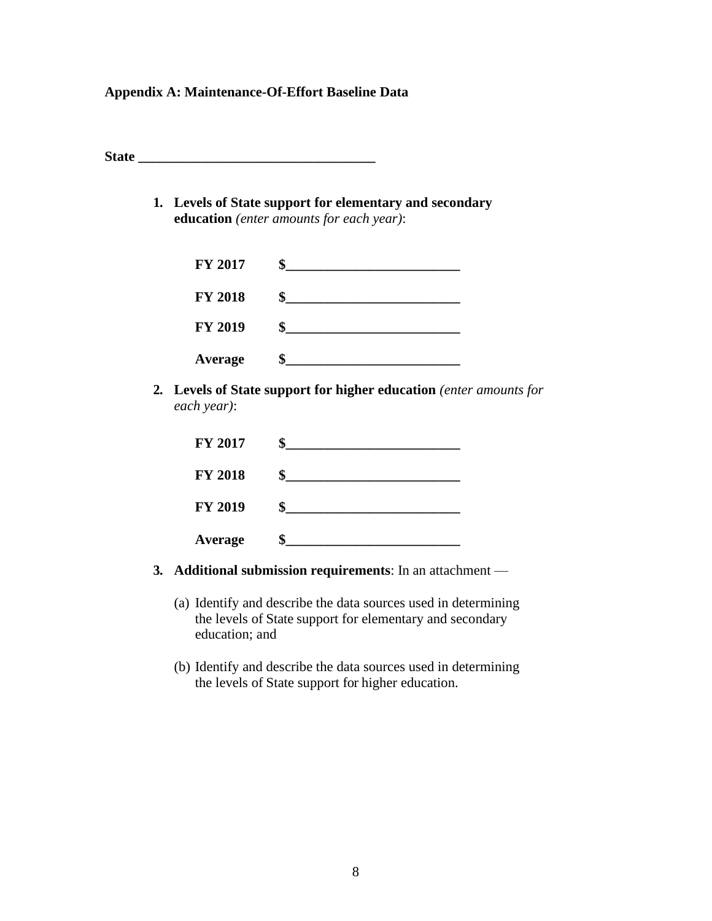**Appendix A: Maintenance-Of-Effort Baseline Data**

**State** ___________________________________

1. **Levels of State support for elementary and secondary education** *(enter amounts for each year)*:

| | |
|---|---|
| **FY 2017** | **$**_________________________ |
| **FY 2018** | **$**_________________________ |
| **FY 2019** | **$**_________________________ |
| **Average** | **$**_________________________ |

2. **Levels of State support for higher education** *(enter amounts for each year)*:

| | |
|---|---|
| **FY 2017** | **$**_________________________ |
| **FY 2018** | **$**_________________________ |
| **FY 2019** | **$**_________________________ |
| **Average** | **$**_________________________ |

3. **Additional submission requirements**: In an attachment —

   (a) Identify and describe the data sources used in determining the levels of State support for elementary and secondary education; and

   (b) Identify and describe the data sources used in determining the levels of State support for higher education.